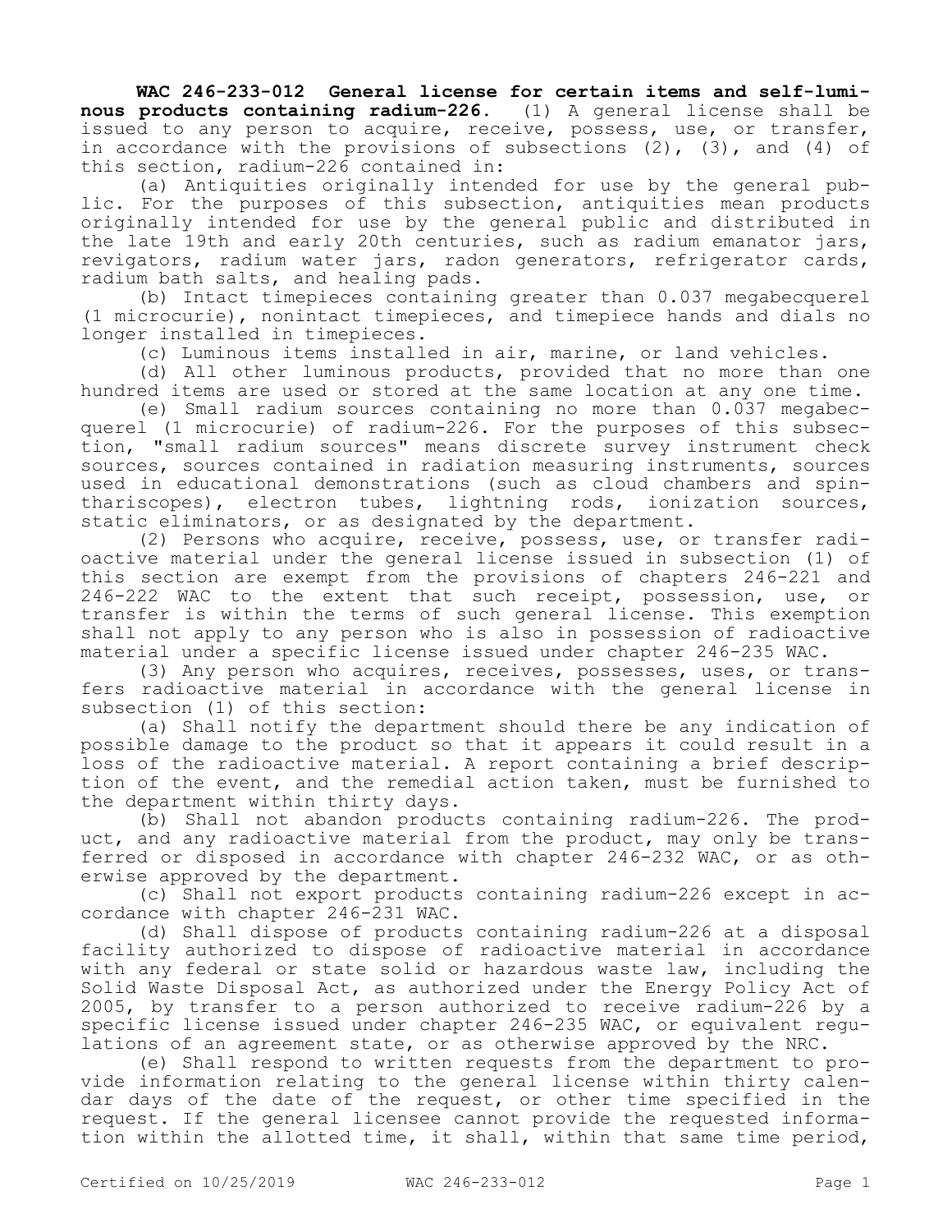**WAC 246-233-012 General license for certain items and self-luminous products containing radium-226.** (1) A general license shall be issued to any person to acquire, receive, possess, use, or transfer, in accordance with the provisions of subsections (2), (3), and (4) of this section, radium-226 contained in:

(a) Antiquities originally intended for use by the general public. For the purposes of this subsection, antiquities mean products originally intended for use by the general public and distributed in the late 19th and early 20th centuries, such as radium emanator jars, revigators, radium water jars, radon generators, refrigerator cards, radium bath salts, and healing pads.

(b) Intact timepieces containing greater than 0.037 megabecquerel (1 microcurie), nonintact timepieces, and timepiece hands and dials no longer installed in timepieces.

(c) Luminous items installed in air, marine, or land vehicles.

(d) All other luminous products, provided that no more than one hundred items are used or stored at the same location at any one time.

(e) Small radium sources containing no more than 0.037 megabecquerel (1 microcurie) of radium-226. For the purposes of this subsection, "small radium sources" means discrete survey instrument check sources, sources contained in radiation measuring instruments, sources used in educational demonstrations (such as cloud chambers and spinthariscopes), electron tubes, lightning rods, ionization sources, static eliminators, or as designated by the department.

(2) Persons who acquire, receive, possess, use, or transfer radioactive material under the general license issued in subsection (1) of this section are exempt from the provisions of chapters 246-221 and 246-222 WAC to the extent that such receipt, possession, use, or transfer is within the terms of such general license. This exemption shall not apply to any person who is also in possession of radioactive material under a specific license issued under chapter 246-235 WAC.

(3) Any person who acquires, receives, possesses, uses, or transfers radioactive material in accordance with the general license in subsection (1) of this section:

(a) Shall notify the department should there be any indication of possible damage to the product so that it appears it could result in a loss of the radioactive material. A report containing a brief description of the event, and the remedial action taken, must be furnished to the department within thirty days.

(b) Shall not abandon products containing radium-226. The product, and any radioactive material from the product, may only be transferred or disposed in accordance with chapter 246-232 WAC, or as otherwise approved by the department.

(c) Shall not export products containing radium-226 except in accordance with chapter 246-231 WAC.

(d) Shall dispose of products containing radium-226 at a disposal facility authorized to dispose of radioactive material in accordance with any federal or state solid or hazardous waste law, including the Solid Waste Disposal Act, as authorized under the Energy Policy Act of 2005, by transfer to a person authorized to receive radium-226 by a specific license issued under chapter 246-235 WAC, or equivalent regulations of an agreement state, or as otherwise approved by the NRC.

(e) Shall respond to written requests from the department to provide information relating to the general license within thirty calendar days of the date of the request, or other time specified in the request. If the general licensee cannot provide the requested information within the allotted time, it shall, within that same time period,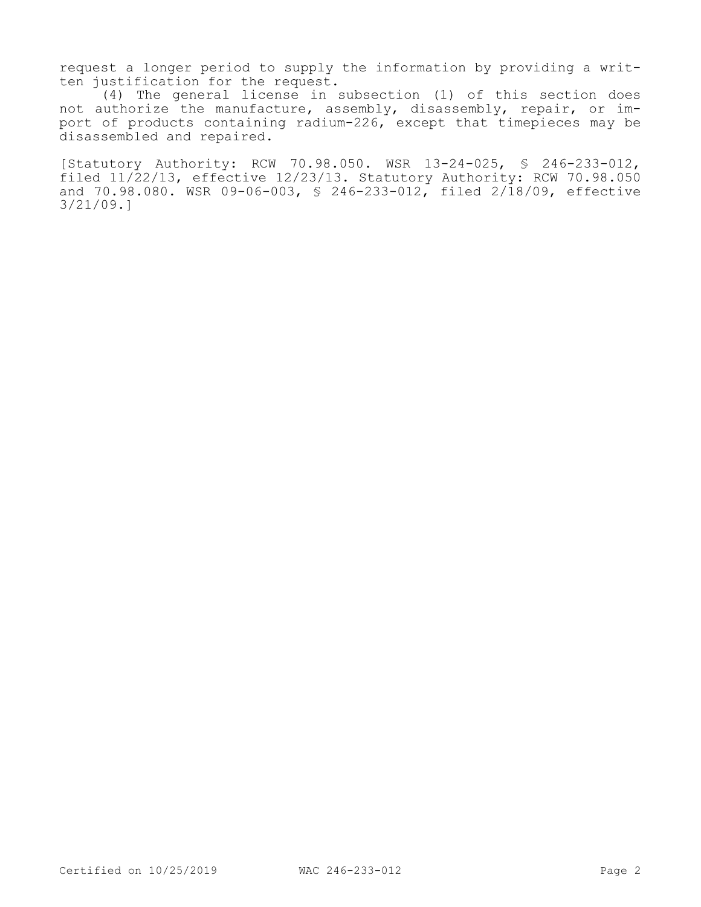request a longer period to supply the information by providing a written justification for the request.

(4) The general license in subsection (1) of this section does not authorize the manufacture, assembly, disassembly, repair, or import of products containing radium-226, except that timepieces may be disassembled and repaired.

[Statutory Authority: RCW 70.98.050. WSR 13-24-025, § 246-233-012, filed 11/22/13, effective 12/23/13. Statutory Authority: RCW 70.98.050 and 70.98.080. WSR 09-06-003, § 246-233-012, filed 2/18/09, effective 3/21/09.]